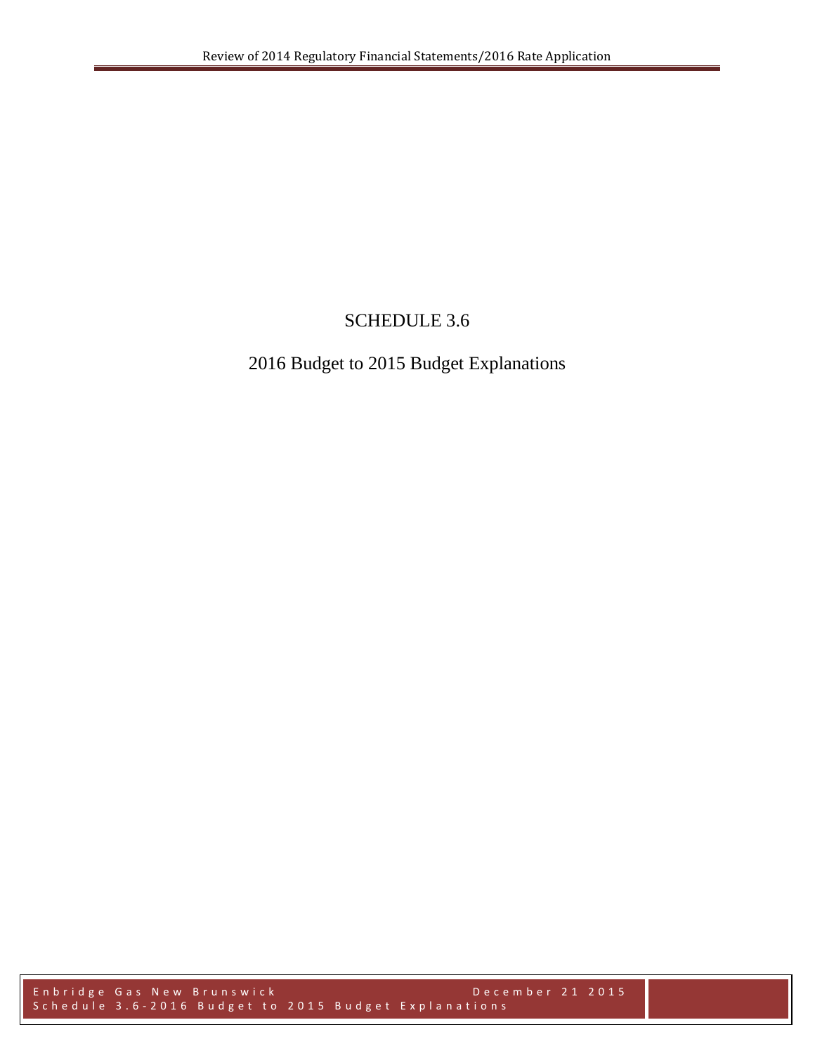# SCHEDULE 3.6

## 2016 Budget to 2015 Budget Explanations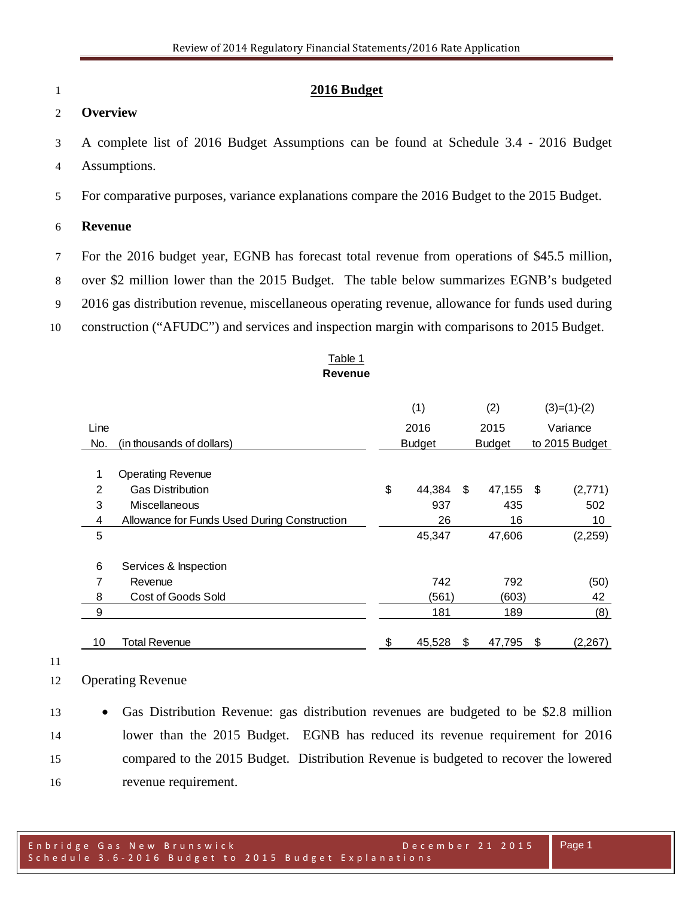## 2016 Budget

### Overview

A complete list of 2016 Budget Assumptions can be found at Schedule 3.4 - 2016 Budget Assumptions.

For comparative purposes, variance explanations compare the 2016 Budget to the 2015 Budget.

### Revenue

For the 2016 budget year, EGNB has forecast total revenue from operations of $45.5 million, over $2 million lower than the 2015 Budget. The table below summarizes EGNB's budgeted 2016 gas distribution revenue, miscellaneous operating revenue, allowance for funds used during construction ("AFUDC") and services and inspection margin with comparisons to 2015 Budget.

Table 1
**Revenue**

| Line No. | (in thousands of dollars) | (1) 2016 Budget | (2) 2015 Budget | (3)=(1)-(2) Variance to 2015 Budget |
|---|---|---|---|---|
| 1 | Operating Revenue | | | |
| 2 | Gas Distribution | $ 44,384 | $ 47,155 | $ (2,771) |
| 3 | Miscellaneous | 937 | 435 | 502 |
| 4 | Allowance for Funds Used During Construction | 26 | 16 | 10 |
| 5 | | 45,347 | 47,606 | (2,259) |
| 6 | Services & Inspection | | | |
| 7 | Revenue | 742 | 792 | (50) |
| 8 | Cost of Goods Sold | (561) | (603) | 42 |
| 9 | | 181 | 189 | (8) |
| 10 | Total Revenue | $ 45,528 | $ 47,795 | $ (2,267) |

Operating Revenue

- Gas Distribution Revenue: gas distribution revenues are budgeted to be $2.8 million lower than the 2015 Budget. EGNB has reduced its revenue requirement for 2016 compared to the 2015 Budget. Distribution Revenue is budgeted to recover the lowered revenue requirement.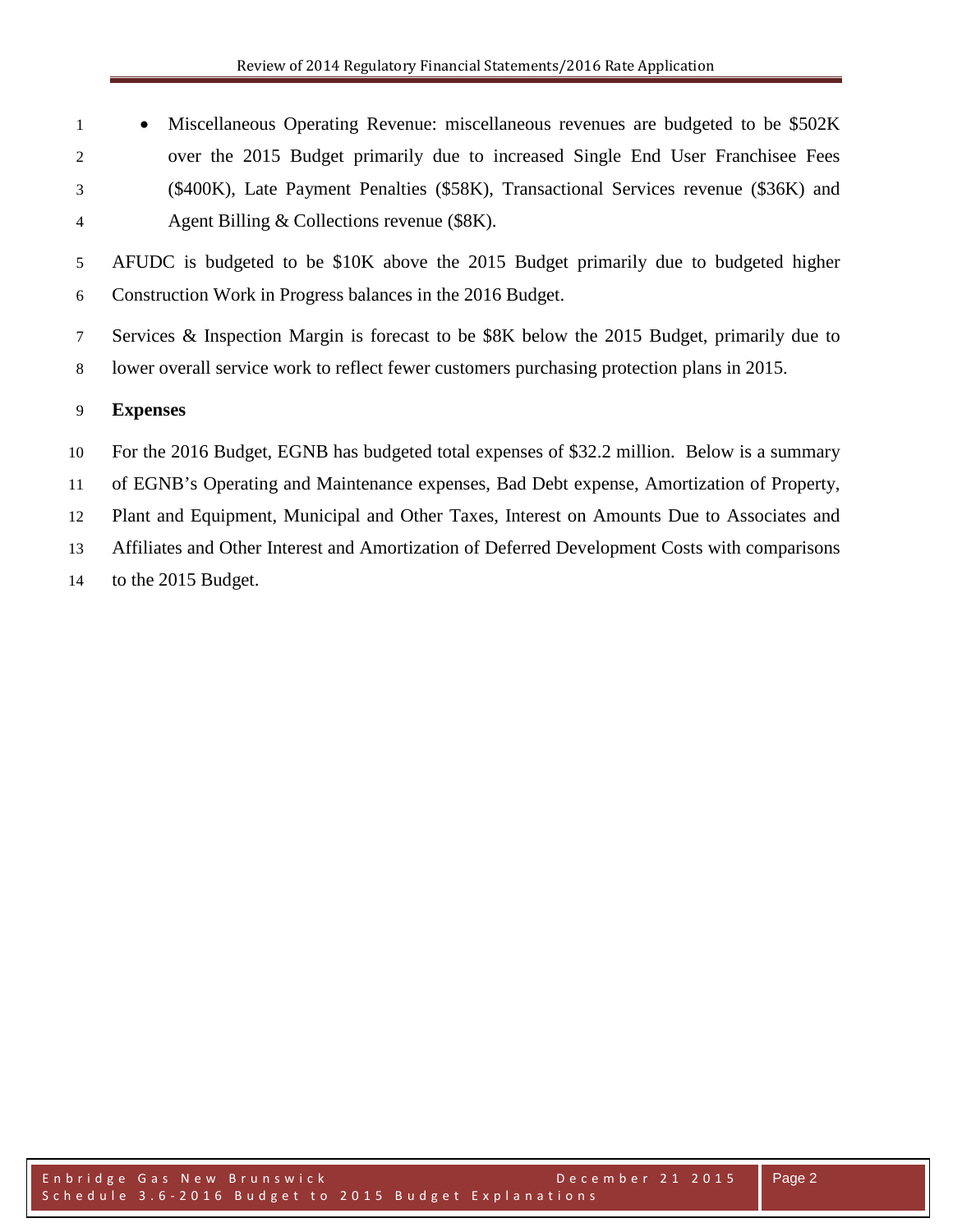- Miscellaneous Operating Revenue: miscellaneous revenues are budgeted to be $502K over the 2015 Budget primarily due to increased Single End User Franchisee Fees ($400K), Late Payment Penalties ($58K), Transactional Services revenue ($36K) and Agent Billing & Collections revenue ($8K).

AFUDC is budgeted to be $10K above the 2015 Budget primarily due to budgeted higher Construction Work in Progress balances in the 2016 Budget.

Services & Inspection Margin is forecast to be $8K below the 2015 Budget, primarily due to lower overall service work to reflect fewer customers purchasing protection plans in 2015.

**Expenses**

For the 2016 Budget, EGNB has budgeted total expenses of $32.2 million. Below is a summary of EGNB's Operating and Maintenance expenses, Bad Debt expense, Amortization of Property, Plant and Equipment, Municipal and Other Taxes, Interest on Amounts Due to Associates and Affiliates and Other Interest and Amortization of Deferred Development Costs with comparisons to the 2015 Budget.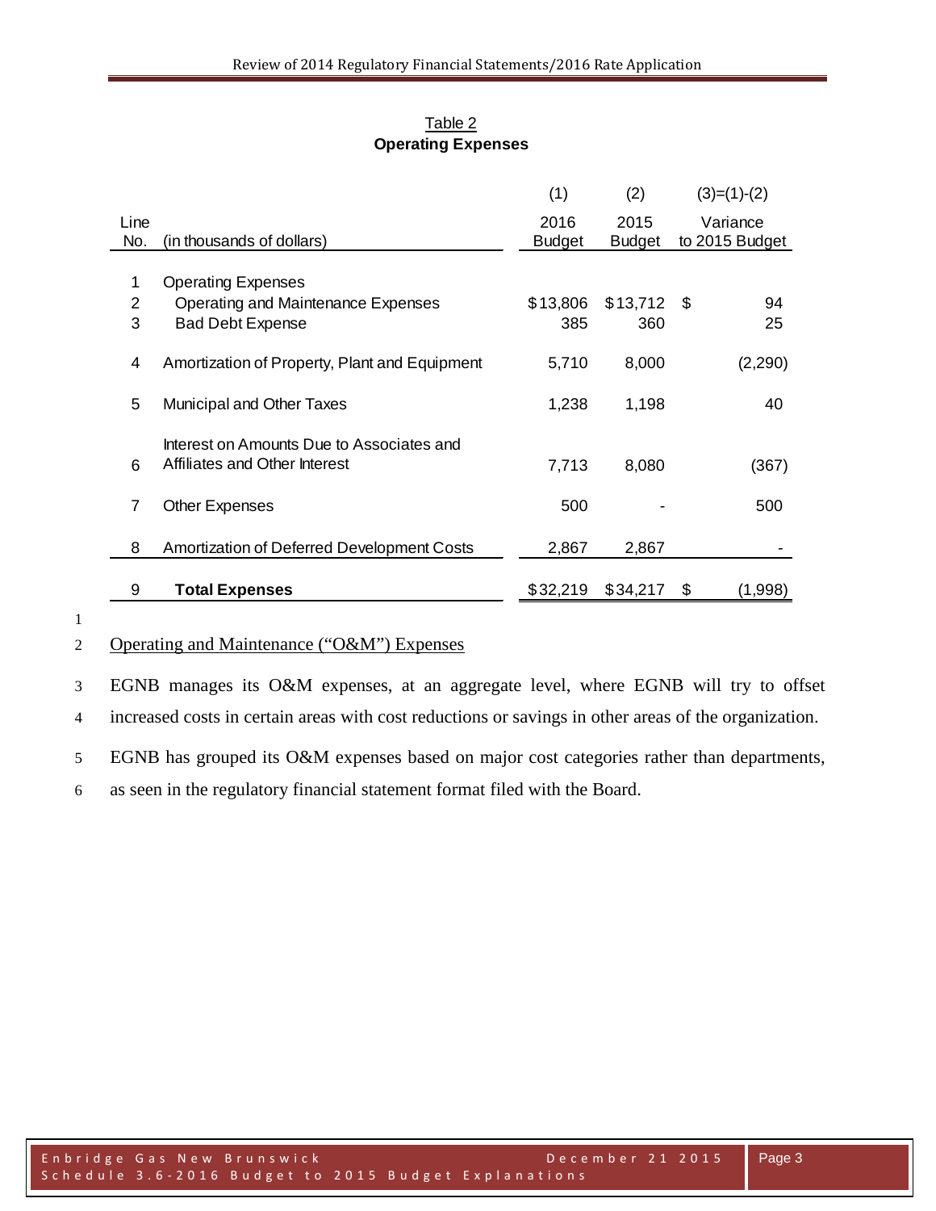Table 2
**Operating Expenses**

| Line No. | (in thousands of dollars) | (1) 2016 Budget | (2) 2015 Budget | (3)=(1)-(2) Variance to 2015 Budget |
|---|---|---|---|---|
| 1 | Operating Expenses | | | |
| 2 | Operating and Maintenance Expenses | $13,806 | $13,712 | $ 94 |
| 3 | Bad Debt Expense | 385 | 360 | 25 |
| 4 | Amortization of Property, Plant and Equipment | 5,710 | 8,000 | (2,290) |
| 5 | Municipal and Other Taxes | 1,238 | 1,198 | 40 |
| 6 | Interest on Amounts Due to Associates and Affiliates and Other Interest | 7,713 | 8,080 | (367) |
| 7 | Other Expenses | 500 | - | 500 |
| 8 | Amortization of Deferred Development Costs | 2,867 | 2,867 | - |
| 9 | **Total Expenses** | $32,219 | $34,217 | $ (1,998) |

Operating and Maintenance ("O&M") Expenses

EGNB manages its O&M expenses, at an aggregate level, where EGNB will try to offset increased costs in certain areas with cost reductions or savings in other areas of the organization. EGNB has grouped its O&M expenses based on major cost categories rather than departments, as seen in the regulatory financial statement format filed with the Board.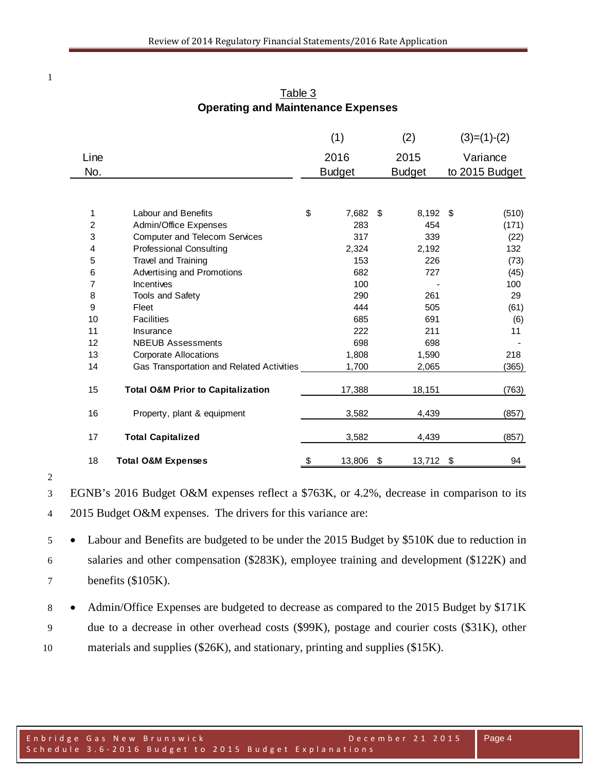Table 3
**Operating and Maintenance Expenses**

| Line No. | | (1) 2016 Budget | (2) 2015 Budget | (3)=(1)-(2) Variance to 2015 Budget |
|---|---|---|---|---|
| 1 | Labour and Benefits | $ 7,682 | $ 8,192 | $ (510) |
| 2 | Admin/Office Expenses | 283 | 454 | (171) |
| 3 | Computer and Telecom Services | 317 | 339 | (22) |
| 4 | Professional Consulting | 2,324 | 2,192 | 132 |
| 5 | Travel and Training | 153 | 226 | (73) |
| 6 | Advertising and Promotions | 682 | 727 | (45) |
| 7 | Incentives | 100 | - | 100 |
| 8 | Tools and Safety | 290 | 261 | 29 |
| 9 | Fleet | 444 | 505 | (61) |
| 10 | Facilities | 685 | 691 | (6) |
| 11 | Insurance | 222 | 211 | 11 |
| 12 | NBEUB Assessments | 698 | 698 | - |
| 13 | Corporate Allocations | 1,808 | 1,590 | 218 |
| 14 | Gas Transportation and Related Activities | 1,700 | 2,065 | (365) |
| 15 | **Total O&M Prior to Capitalization** | 17,388 | 18,151 | (763) |
| 16 | Property, plant & equipment | 3,582 | 4,439 | (857) |
| 17 | **Total Capitalized** | 3,582 | 4,439 | (857) |
| 18 | **Total O&M Expenses** | $ 13,806 | $ 13,712 | $ 94 |

EGNB's 2016 Budget O&M expenses reflect a $763K, or 4.2%, decrease in comparison to its 2015 Budget O&M expenses. The drivers for this variance are:

- Labour and Benefits are budgeted to be under the 2015 Budget by $510K due to reduction in salaries and other compensation ($283K), employee training and development ($122K) and benefits ($105K).
- Admin/Office Expenses are budgeted to decrease as compared to the 2015 Budget by $171K due to a decrease in other overhead costs ($99K), postage and courier costs ($31K), other materials and supplies ($26K), and stationary, printing and supplies ($15K).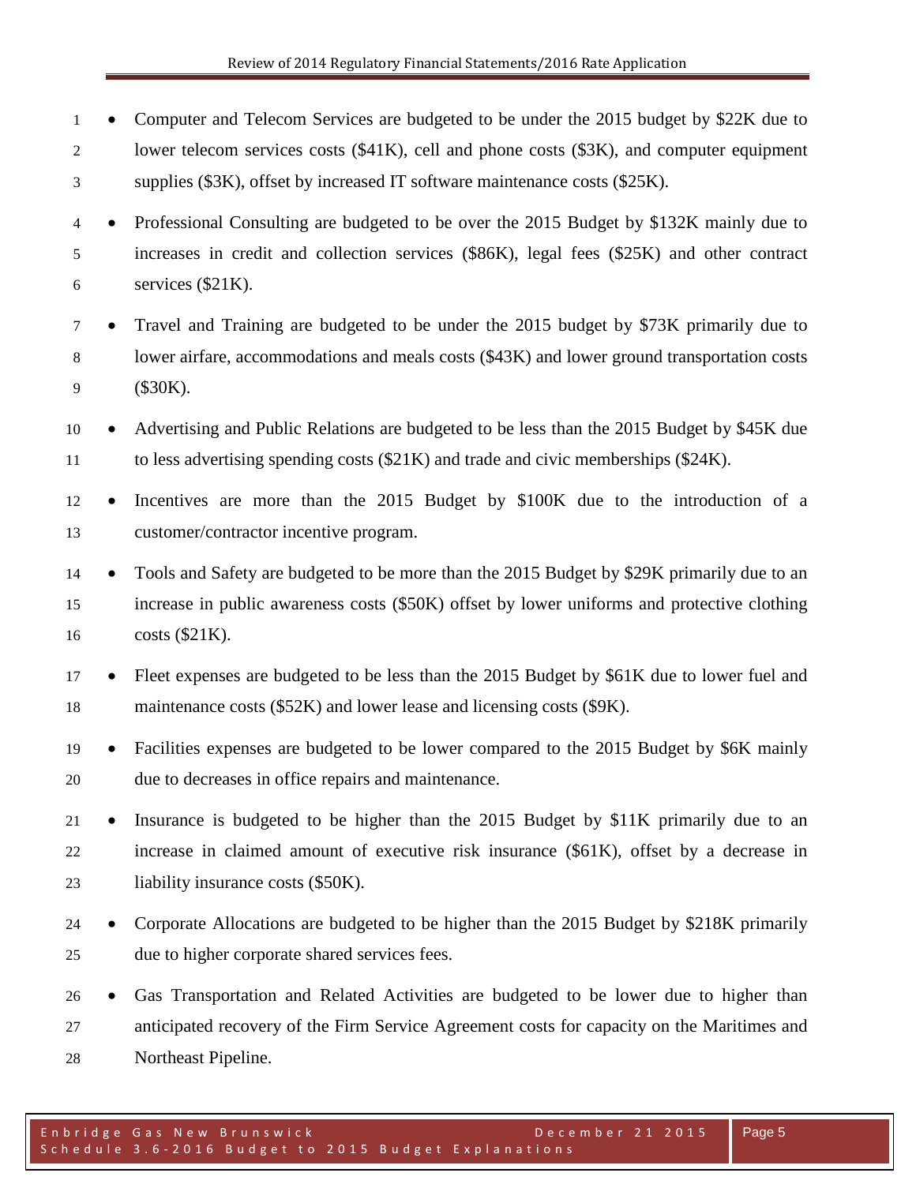- Computer and Telecom Services are budgeted to be under the 2015 budget by $22K due to lower telecom services costs ($41K), cell and phone costs ($3K), and computer equipment supplies ($3K), offset by increased IT software maintenance costs ($25K).
- Professional Consulting are budgeted to be over the 2015 Budget by $132K mainly due to increases in credit and collection services ($86K), legal fees ($25K) and other contract services ($21K).
- Travel and Training are budgeted to be under the 2015 budget by $73K primarily due to lower airfare, accommodations and meals costs ($43K) and lower ground transportation costs ($30K).
- Advertising and Public Relations are budgeted to be less than the 2015 Budget by $45K due to less advertising spending costs ($21K) and trade and civic memberships ($24K).
- Incentives are more than the 2015 Budget by $100K due to the introduction of a customer/contractor incentive program.
- Tools and Safety are budgeted to be more than the 2015 Budget by $29K primarily due to an increase in public awareness costs ($50K) offset by lower uniforms and protective clothing costs ($21K).
- Fleet expenses are budgeted to be less than the 2015 Budget by $61K due to lower fuel and maintenance costs ($52K) and lower lease and licensing costs ($9K).
- Facilities expenses are budgeted to be lower compared to the 2015 Budget by $6K mainly due to decreases in office repairs and maintenance.
- Insurance is budgeted to be higher than the 2015 Budget by $11K primarily due to an increase in claimed amount of executive risk insurance ($61K), offset by a decrease in liability insurance costs ($50K).
- Corporate Allocations are budgeted to be higher than the 2015 Budget by $218K primarily due to higher corporate shared services fees.
- Gas Transportation and Related Activities are budgeted to be lower due to higher than anticipated recovery of the Firm Service Agreement costs for capacity on the Maritimes and Northeast Pipeline.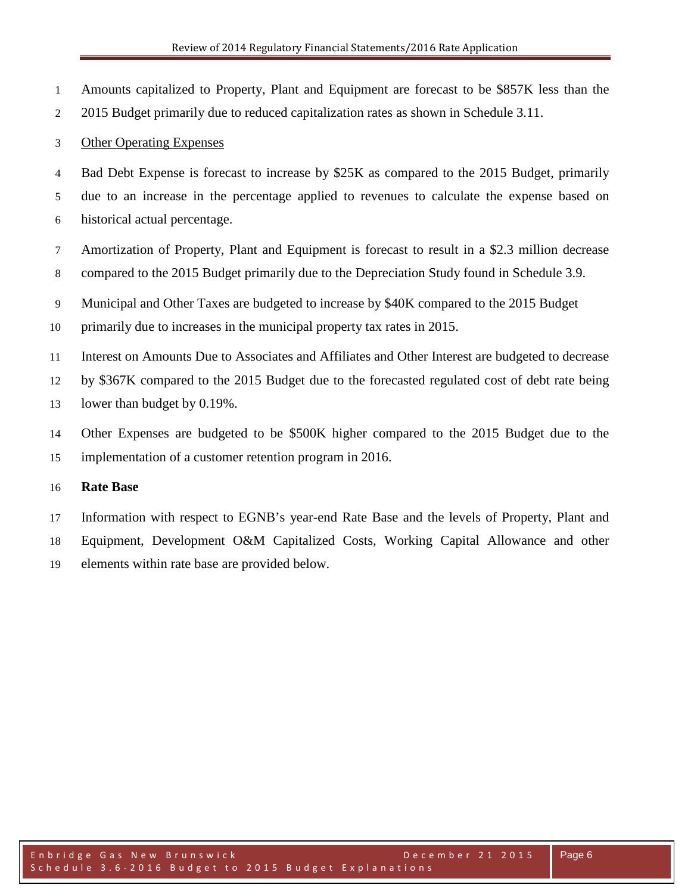Amounts capitalized to Property, Plant and Equipment are forecast to be $857K less than the 2015 Budget primarily due to reduced capitalization rates as shown in Schedule 3.11.

<u>Other Operating Expenses</u>

Bad Debt Expense is forecast to increase by $25K as compared to the 2015 Budget, primarily due to an increase in the percentage applied to revenues to calculate the expense based on historical actual percentage.

Amortization of Property, Plant and Equipment is forecast to result in a $2.3 million decrease compared to the 2015 Budget primarily due to the Depreciation Study found in Schedule 3.9.

Municipal and Other Taxes are budgeted to increase by $40K compared to the 2015 Budget primarily due to increases in the municipal property tax rates in 2015.

Interest on Amounts Due to Associates and Affiliates and Other Interest are budgeted to decrease by $367K compared to the 2015 Budget due to the forecasted regulated cost of debt rate being lower than budget by 0.19%.

Other Expenses are budgeted to be $500K higher compared to the 2015 Budget due to the implementation of a customer retention program in 2016.

**Rate Base**

Information with respect to EGNB's year-end Rate Base and the levels of Property, Plant and Equipment, Development O&M Capitalized Costs, Working Capital Allowance and other elements within rate base are provided below.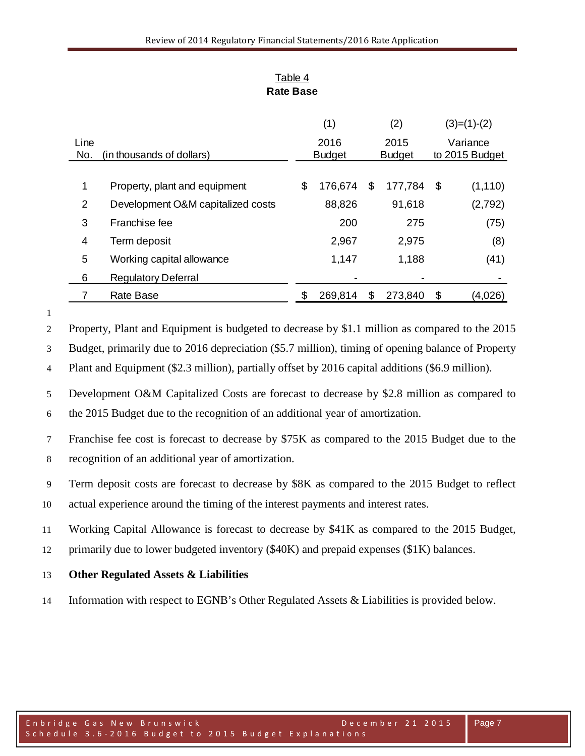Table 4
**Rate Base**

| Line No. | (in thousands of dollars) | (1) 2016 Budget | (2) 2015 Budget | (3)=(1)-(2) Variance to 2015 Budget |
|---|---|---|---|---|
| 1 | Property, plant and equipment | $ 176,674 | $ 177,784 | $ (1,110) |
| 2 | Development O&M capitalized costs | 88,826 | 91,618 | (2,792) |
| 3 | Franchise fee | 200 | 275 | (75) |
| 4 | Term deposit | 2,967 | 2,975 | (8) |
| 5 | Working capital allowance | 1,147 | 1,188 | (41) |
| 6 | Regulatory Deferral | - | - | - |
| 7 | Rate Base | $ 269,814 | $ 273,840 | $ (4,026) |

Property, Plant and Equipment is budgeted to decrease by $1.1 million as compared to the 2015 Budget, primarily due to 2016 depreciation ($5.7 million), timing of opening balance of Property Plant and Equipment ($2.3 million), partially offset by 2016 capital additions ($6.9 million).

Development O&M Capitalized Costs are forecast to decrease by $2.8 million as compared to the 2015 Budget due to the recognition of an additional year of amortization.

Franchise fee cost is forecast to decrease by $75K as compared to the 2015 Budget due to the recognition of an additional year of amortization.

Term deposit costs are forecast to decrease by $8K as compared to the 2015 Budget to reflect actual experience around the timing of the interest payments and interest rates.

Working Capital Allowance is forecast to decrease by $41K as compared to the 2015 Budget, primarily due to lower budgeted inventory ($40K) and prepaid expenses ($1K) balances.

**Other Regulated Assets & Liabilities**

Information with respect to EGNB's Other Regulated Assets & Liabilities is provided below.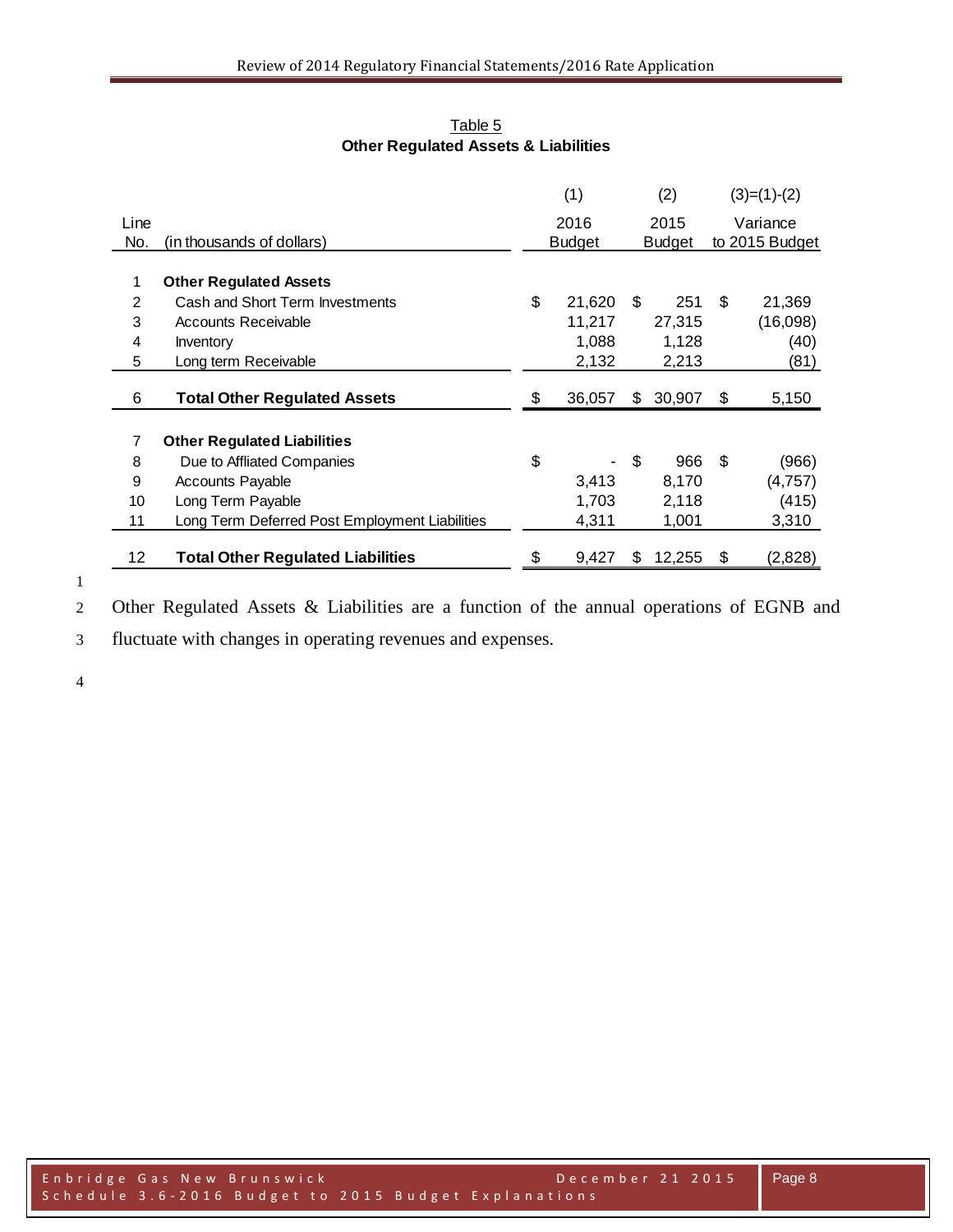Table 5

**Other Regulated Assets & Liabilities**

| Line No. | (in thousands of dollars) | (1) 2016 Budget | (2) 2015 Budget | (3)=(1)-(2) Variance to 2015 Budget |
|---|---|---|---|---|
| 1 | **Other Regulated Assets** | | | |
| 2 | Cash and Short Term Investments | $ 21,620 | $ 251 | $ 21,369 |
| 3 | Accounts Receivable | 11,217 | 27,315 | (16,098) |
| 4 | Inventory | 1,088 | 1,128 | (40) |
| 5 | Long term Receivable | 2,132 | 2,213 | (81) |
| 6 | **Total Other Regulated Assets** | $ 36,057 | $ 30,907 | $ 5,150 |
| 7 | **Other Regulated Liabilities** | | | |
| 8 | Due to Affliated Companies | $ - | $ 966 | $ (966) |
| 9 | Accounts Payable | 3,413 | 8,170 | (4,757) |
| 10 | Long Term Payable | 1,703 | 2,118 | (415) |
| 11 | Long Term Deferred Post Employment Liabilities | 4,311 | 1,001 | 3,310 |
| 12 | **Total Other Regulated Liabilities** | $ 9,427 | $ 12,255 | $ (2,828) |

Other Regulated Assets & Liabilities are a function of the annual operations of EGNB and fluctuate with changes in operating revenues and expenses.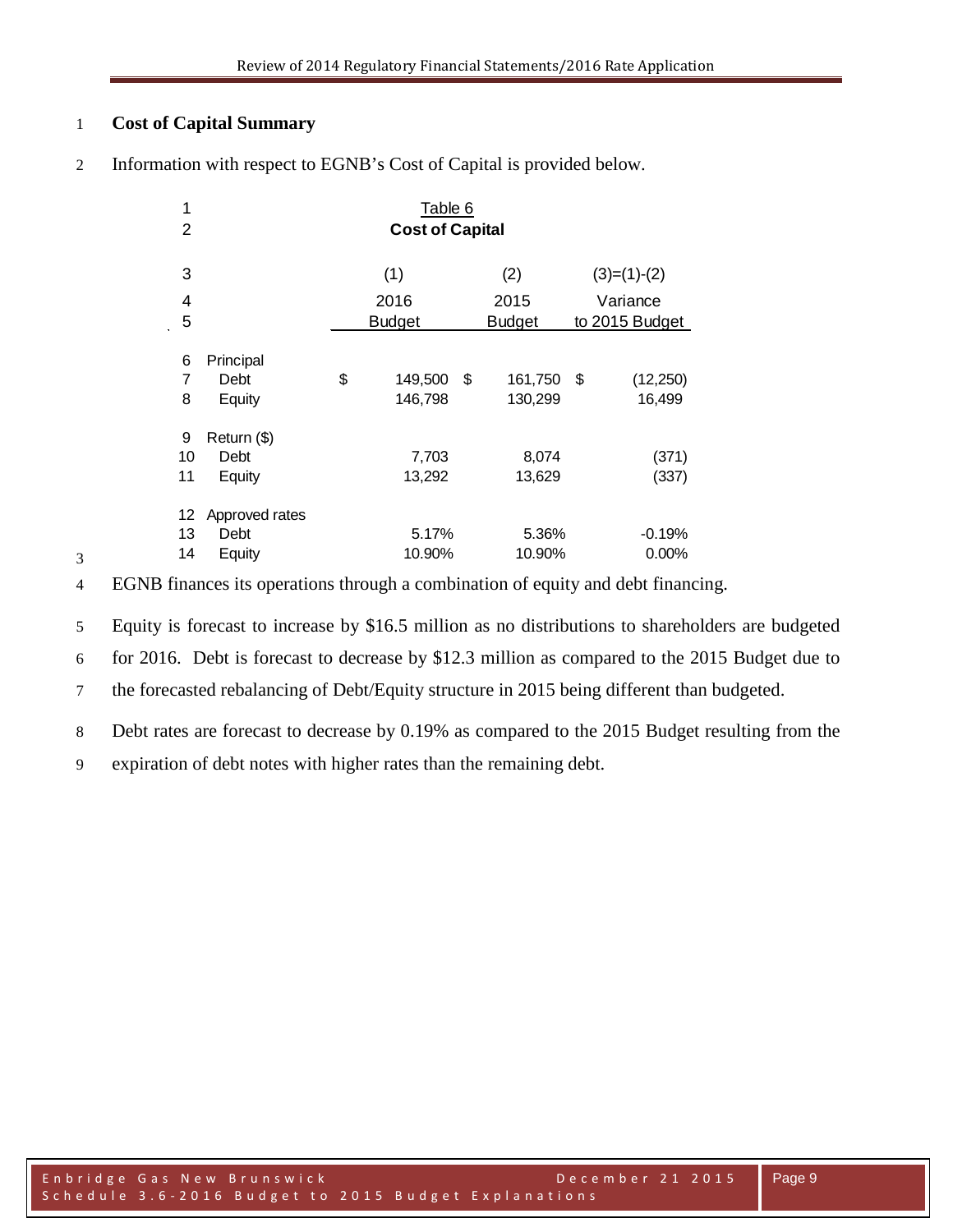**Cost of Capital Summary**

Information with respect to EGNB's Cost of Capital is provided below.

Table 6

**Cost of Capital**

| | (1) 2016 Budget | (2) 2015 Budget | (3)=(1)-(2) Variance to 2015 Budget |
|---|---|---|---|
| Principal | | | |
| Debt | $ 149,500 | $ 161,750 | $ (12,250) |
| Equity | 146,798 | 130,299 | 16,499 |
| Return ($) | | | |
| Debt | 7,703 | 8,074 | (371) |
| Equity | 13,292 | 13,629 | (337) |
| Approved rates | | | |
| Debt | 5.17% | 5.36% | -0.19% |
| Equity | 10.90% | 10.90% | 0.00% |

EGNB finances its operations through a combination of equity and debt financing.

Equity is forecast to increase by $16.5 million as no distributions to shareholders are budgeted for 2016. Debt is forecast to decrease by $12.3 million as compared to the 2015 Budget due to the forecasted rebalancing of Debt/Equity structure in 2015 being different than budgeted.

Debt rates are forecast to decrease by 0.19% as compared to the 2015 Budget resulting from the expiration of debt notes with higher rates than the remaining debt.